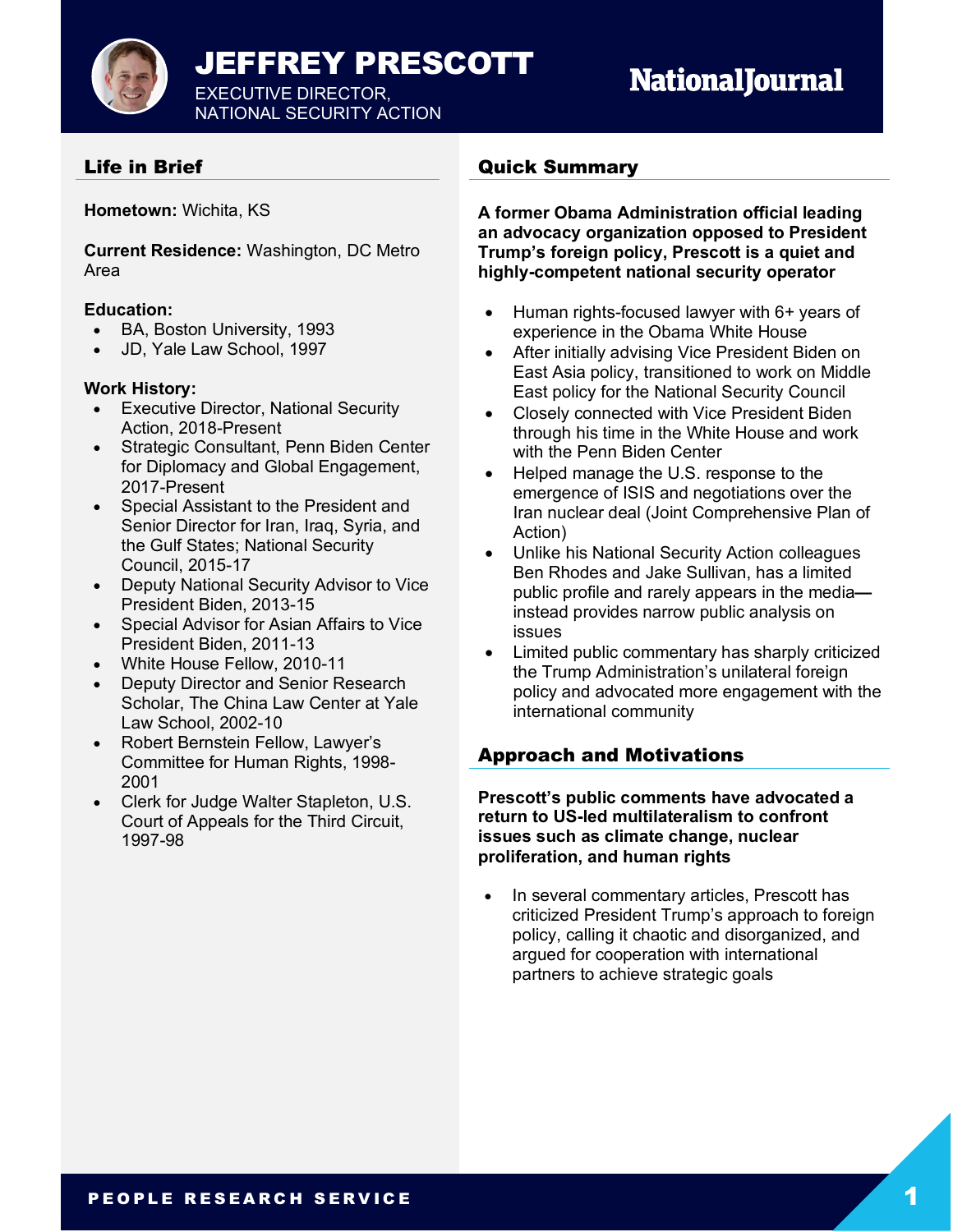# JEFFREY PRESCOTT

EXECUTIVE DIRECTOR,
NATIONAL SECURITY ACTION

NationalJournal

## Life in Brief

**Hometown:** Wichita, KS

**Current Residence:** Washington, DC Metro Area

**Education:**

- BA, Boston University, 1993
- JD, Yale Law School, 1997

**Work History:**

- Executive Director, National Security Action, 2018-Present
- Strategic Consultant, Penn Biden Center for Diplomacy and Global Engagement, 2017-Present
- Special Assistant to the President and Senior Director for Iran, Iraq, Syria, and the Gulf States; National Security Council, 2015-17
- Deputy National Security Advisor to Vice President Biden, 2013-15
- Special Advisor for Asian Affairs to Vice President Biden, 2011-13
- White House Fellow, 2010-11
- Deputy Director and Senior Research Scholar, The China Law Center at Yale Law School, 2002-10
- Robert Bernstein Fellow, Lawyer's Committee for Human Rights, 1998-2001
- Clerk for Judge Walter Stapleton, U.S. Court of Appeals for the Third Circuit, 1997-98

## Quick Summary

**A former Obama Administration official leading an advocacy organization opposed to President Trump's foreign policy, Prescott is a quiet and highly-competent national security operator**

- Human rights-focused lawyer with 6+ years of experience in the Obama White House
- After initially advising Vice President Biden on East Asia policy, transitioned to work on Middle East policy for the National Security Council
- Closely connected with Vice President Biden through his time in the White House and work with the Penn Biden Center
- Helped manage the U.S. response to the emergence of ISIS and negotiations over the Iran nuclear deal (Joint Comprehensive Plan of Action)
- Unlike his National Security Action colleagues Ben Rhodes and Jake Sullivan, has a limited public profile and rarely appears in the media—instead provides narrow public analysis on issues
- Limited public commentary has sharply criticized the Trump Administration's unilateral foreign policy and advocated more engagement with the international community

## Approach and Motivations

**Prescott's public comments have advocated a return to US-led multilateralism to confront issues such as climate change, nuclear proliferation, and human rights**

- In several commentary articles, Prescott has criticized President Trump's approach to foreign policy, calling it chaotic and disorganized, and argued for cooperation with international partners to achieve strategic goals

PEOPLE RESEARCH SERVICE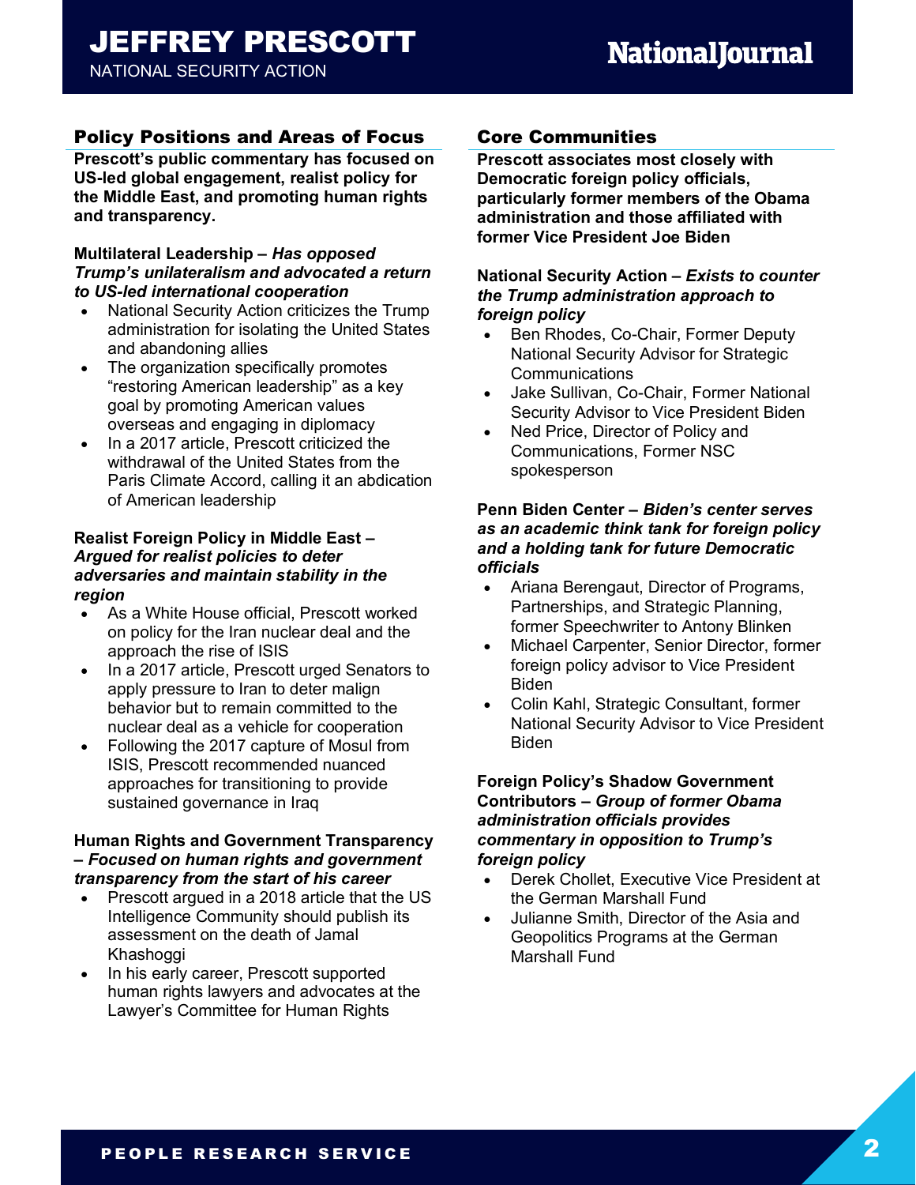# JEFFREY PRESCOTT

NATIONAL SECURITY ACTION

## Policy Positions and Areas of Focus

**Prescott's public commentary has focused on US-led global engagement, realist policy for the Middle East, and promoting human rights and transparency.**

**Multilateral Leadership –** ***Has opposed Trump's unilateralism and advocated a return to US-led international cooperation***

- National Security Action criticizes the Trump administration for isolating the United States and abandoning allies
- The organization specifically promotes "restoring American leadership" as a key goal by promoting American values overseas and engaging in diplomacy
- In a 2017 article, Prescott criticized the withdrawal of the United States from the Paris Climate Accord, calling it an abdication of American leadership

**Realist Foreign Policy in Middle East –** ***Argued for realist policies to deter adversaries and maintain stability in the region***

- As a White House official, Prescott worked on policy for the Iran nuclear deal and the approach the rise of ISIS
- In a 2017 article, Prescott urged Senators to apply pressure to Iran to deter malign behavior but to remain committed to the nuclear deal as a vehicle for cooperation
- Following the 2017 capture of Mosul from ISIS, Prescott recommended nuanced approaches for transitioning to provide sustained governance in Iraq

**Human Rights and Government Transparency –** ***Focused on human rights and government transparency from the start of his career***

- Prescott argued in a 2018 article that the US Intelligence Community should publish its assessment on the death of Jamal Khashoggi
- In his early career, Prescott supported human rights lawyers and advocates at the Lawyer's Committee for Human Rights

## Core Communities

**Prescott associates most closely with Democratic foreign policy officials, particularly former members of the Obama administration and those affiliated with former Vice President Joe Biden**

**National Security Action –** ***Exists to counter the Trump administration approach to foreign policy***

- Ben Rhodes, Co-Chair, Former Deputy National Security Advisor for Strategic Communications
- Jake Sullivan, Co-Chair, Former National Security Advisor to Vice President Biden
- Ned Price, Director of Policy and Communications, Former NSC spokesperson

**Penn Biden Center –** ***Biden's center serves as an academic think tank for foreign policy and a holding tank for future Democratic officials***

- Ariana Berengaut, Director of Programs, Partnerships, and Strategic Planning, former Speechwriter to Antony Blinken
- Michael Carpenter, Senior Director, former foreign policy advisor to Vice President Biden
- Colin Kahl, Strategic Consultant, former National Security Advisor to Vice President Biden

**Foreign Policy's Shadow Government Contributors –** ***Group of former Obama administration officials provides commentary in opposition to Trump's foreign policy***

- Derek Chollet, Executive Vice President at the German Marshall Fund
- Julianne Smith, Director of the Asia and Geopolitics Programs at the German Marshall Fund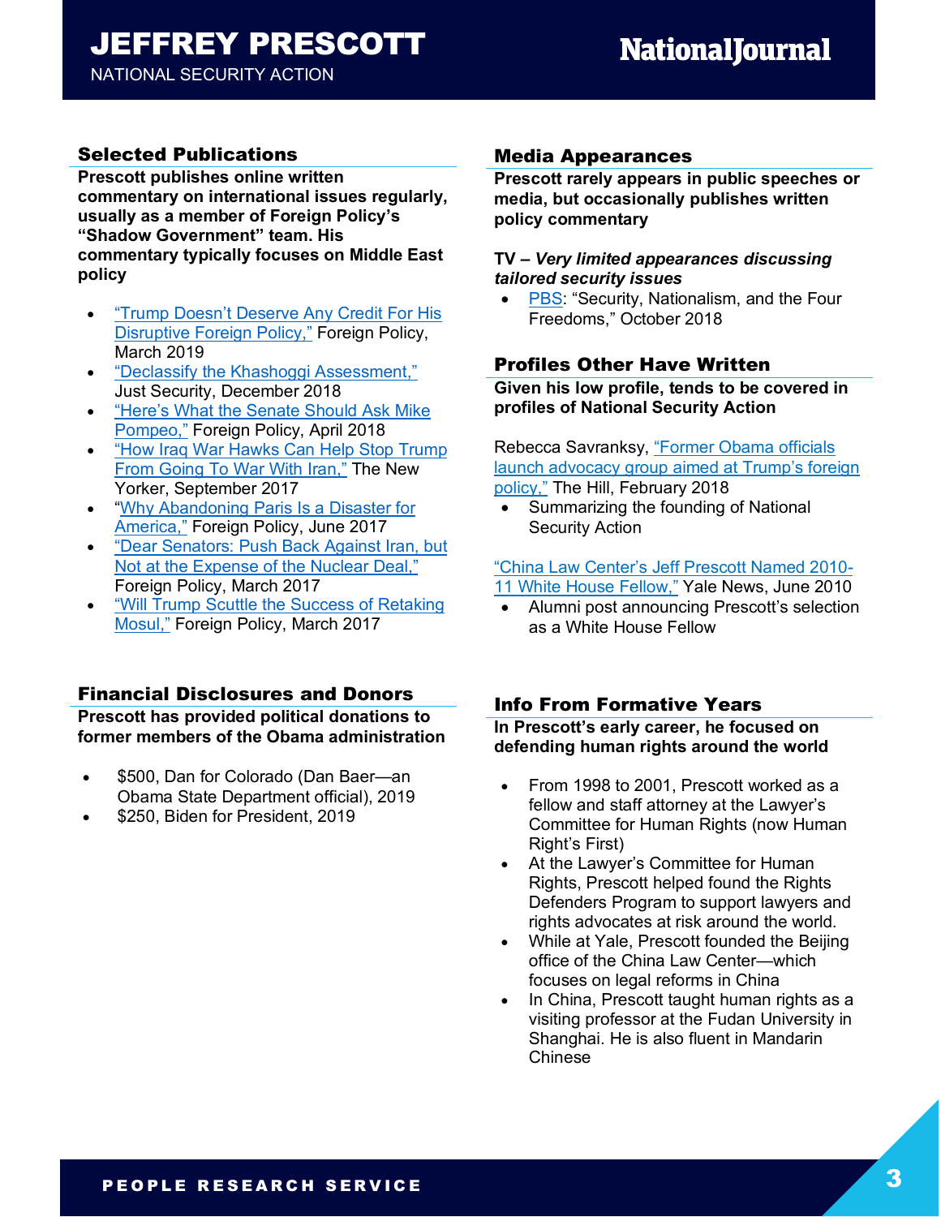# JEFFREY PRESCOTT

NATIONAL SECURITY ACTION

## Selected Publications

**Prescott publishes online written commentary on international issues regularly, usually as a member of Foreign Policy's "Shadow Government" team. His commentary typically focuses on Middle East policy**

- "Trump Doesn't Deserve Any Credit For His Disruptive Foreign Policy," Foreign Policy, March 2019
- "Declassify the Khashoggi Assessment," Just Security, December 2018
- "Here's What the Senate Should Ask Mike Pompeo," Foreign Policy, April 2018
- "How Iraq War Hawks Can Help Stop Trump From Going To War With Iran," The New Yorker, September 2017
- "Why Abandoning Paris Is a Disaster for America," Foreign Policy, June 2017
- "Dear Senators: Push Back Against Iran, but Not at the Expense of the Nuclear Deal," Foreign Policy, March 2017
- "Will Trump Scuttle the Success of Retaking Mosul," Foreign Policy, March 2017

## Financial Disclosures and Donors

**Prescott has provided political donations to former members of the Obama administration**

- $500, Dan for Colorado (Dan Baer—an Obama State Department official), 2019
- $250, Biden for President, 2019

## Media Appearances

**Prescott rarely appears in public speeches or media, but occasionally publishes written policy commentary**

**TV – *Very limited appearances discussing tailored security issues***

- PBS: "Security, Nationalism, and the Four Freedoms," October 2018

## Profiles Other Have Written

**Given his low profile, tends to be covered in profiles of National Security Action**

Rebecca Savranksy, "Former Obama officials launch advocacy group aimed at Trump's foreign policy," The Hill, February 2018

- Summarizing the founding of National Security Action

"China Law Center's Jeff Prescott Named 2010-11 White House Fellow," Yale News, June 2010

- Alumni post announcing Prescott's selection as a White House Fellow

## Info From Formative Years

**In Prescott's early career, he focused on defending human rights around the world**

- From 1998 to 2001, Prescott worked as a fellow and staff attorney at the Lawyer's Committee for Human Rights (now Human Right's First)
- At the Lawyer's Committee for Human Rights, Prescott helped found the Rights Defenders Program to support lawyers and rights advocates at risk around the world.
- While at Yale, Prescott founded the Beijing office of the China Law Center—which focuses on legal reforms in China
- In China, Prescott taught human rights as a visiting professor at the Fudan University in Shanghai. He is also fluent in Mandarin Chinese